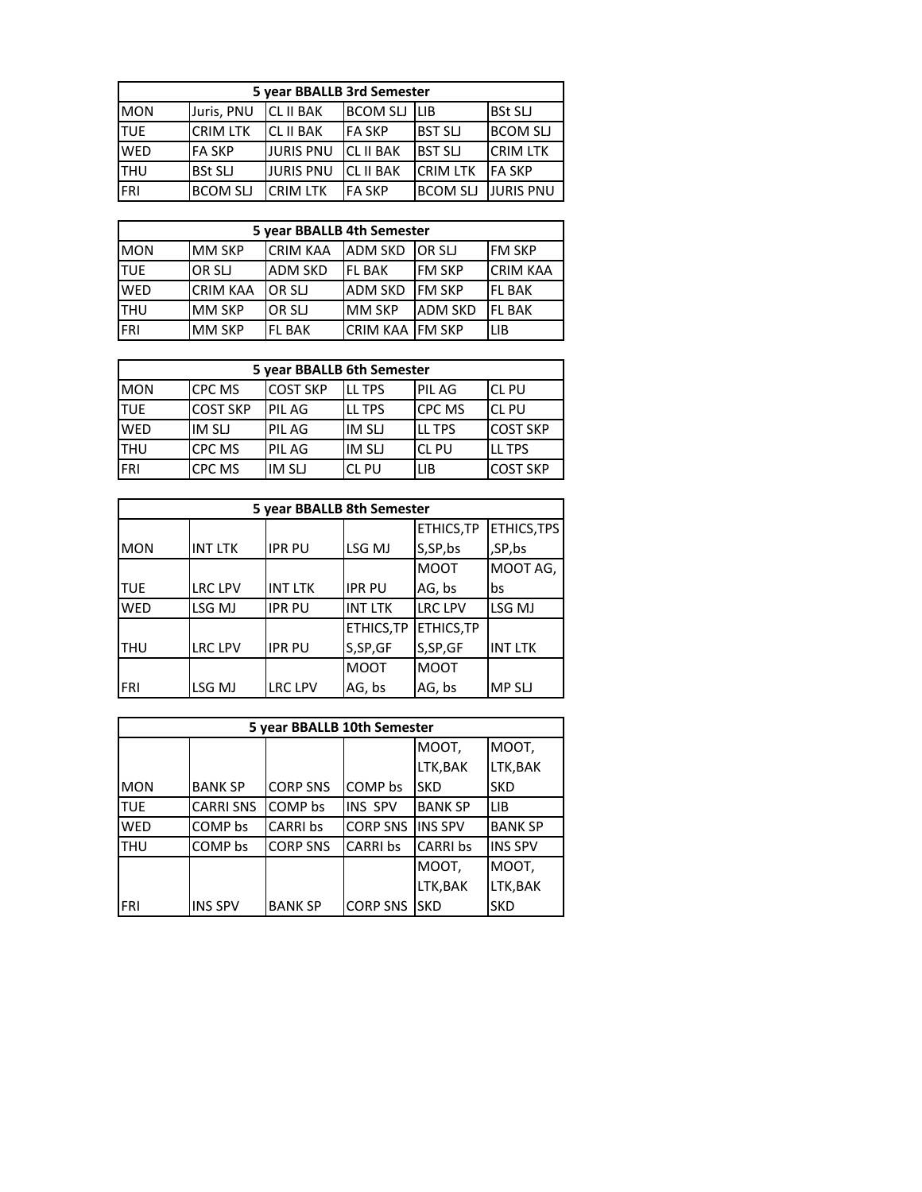| 5 year BBALLB 3rd Semester | | | | | |
|---|---|---|---|---|---|
| MON | Juris, PNU | CL II BAK | BCOM SLJ | LIB | BSt SLJ |
| TUE | CRIM LTK | CL II BAK | FA SKP | BST SLJ | BCOM SLJ |
| WED | FA SKP | JURIS PNU | CL II BAK | BST SLJ | CRIM LTK |
| THU | BSt SLJ | JURIS PNU | CL II BAK | CRIM LTK | FA SKP |
| FRI | BCOM SLJ | CRIM LTK | FA SKP | BCOM SLJ | JURIS PNU |

| 5 year BBALLB 4th Semester | | | | | |
|---|---|---|---|---|---|
| MON | MM SKP | CRIM KAA | ADM SKD | OR SLJ | FM SKP |
| TUE | OR SLJ | ADM SKD | FL BAK | FM SKP | CRIM KAA |
| WED | CRIM KAA | OR SLJ | ADM SKD | FM SKP | FL BAK |
| THU | MM SKP | OR SLJ | MM SKP | ADM SKD | FL BAK |
| FRI | MM SKP | FL BAK | CRIM KAA | FM SKP | LIB |

| 5 year BBALLB 6th Semester | | | | | |
|---|---|---|---|---|---|
| MON | CPC MS | COST SKP | LL TPS | PIL AG | CL PU |
| TUE | COST SKP | PIL AG | LL TPS | CPC MS | CL PU |
| WED | IM SLJ | PIL AG | IM SLJ | LL TPS | COST SKP |
| THU | CPC MS | PIL AG | IM SLJ | CL PU | LL TPS |
| FRI | CPC MS | IM SLJ | CL PU | LIB | COST SKP |

| 5 year BBALLB 8th Semester | | | | | |
|---|---|---|---|---|---|
| MON | INT LTK | IPR PU | LSG MJ | ETHICS,TPS,SP,bs | ETHICS,TPS,SP,bs |
| TUE | LRC LPV | INT LTK | IPR PU | MOOT AG, bs | MOOT AG, bs |
| WED | LSG MJ | IPR PU | INT LTK | LRC LPV | LSG MJ |
| THU | LRC LPV | IPR PU | ETHICS,TPS,SP,GF | ETHICS,TPS,SP,GF | INT LTK |
| FRI | LSG MJ | LRC LPV | MOOT AG, bs | MOOT AG, bs | MP SLJ |

| 5 year BBALLB 10th Semester | | | | | |
|---|---|---|---|---|---|
| MON | BANK SP | CORP SNS | COMP bs | MOOT, LTK,BAK SKD | MOOT, LTK,BAK SKD |
| TUE | CARRI SNS | COMP bs | INS SPV | BANK SP | LIB |
| WED | COMP bs | CARRI bs | CORP SNS | INS SPV | BANK SP |
| THU | COMP bs | CORP SNS | CARRI bs | CARRI bs | INS SPV |
| FRI | INS SPV | BANK SP | CORP SNS | MOOT, LTK,BAK SKD | MOOT, LTK,BAK SKD |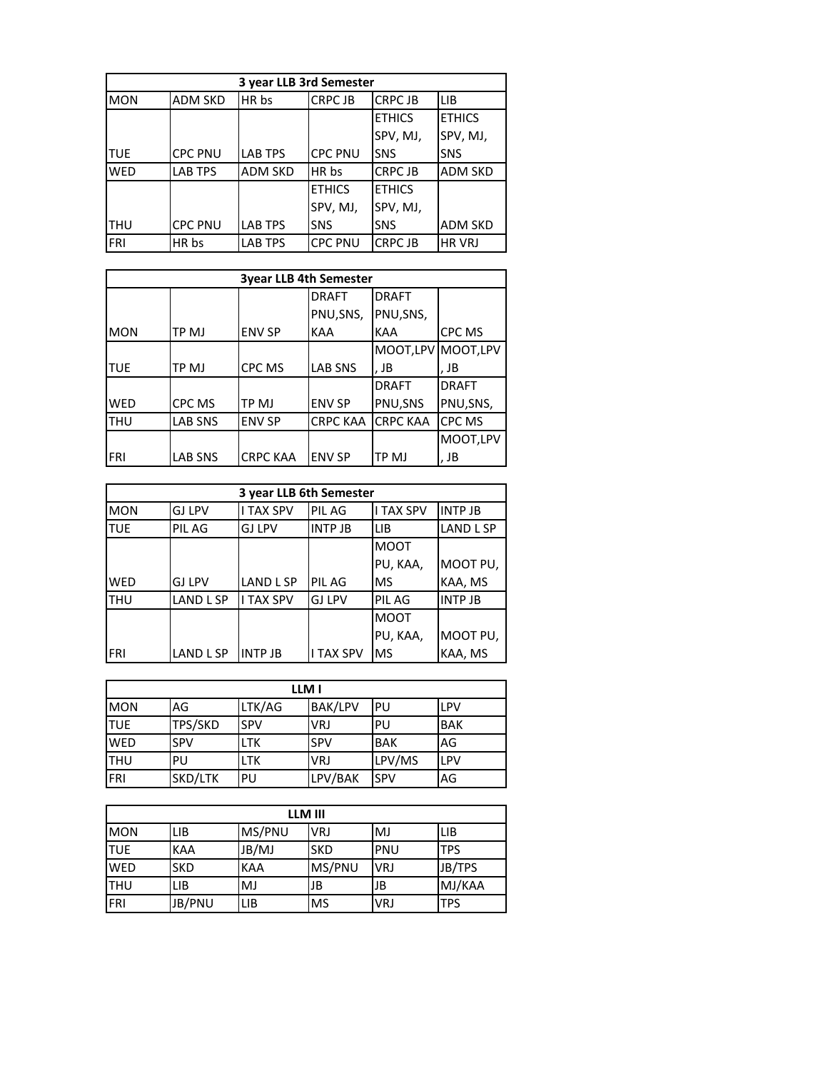| 3 year LLB 3rd Semester | | | | | |
|---|---|---|---|---|---|
| MON | ADM SKD | HR bs | CRPC JB | CRPC JB | LIB |
| TUE | CPC PNU | LAB TPS | CPC PNU | ETHICS SPV, MJ, SNS | ETHICS SPV, MJ, SNS |
| WED | LAB TPS | ADM SKD | HR bs | CRPC JB | ADM SKD |
| THU | CPC PNU | LAB TPS | ETHICS SPV, MJ, SNS | ETHICS SPV, MJ, SNS | ADM SKD |
| FRI | HR bs | LAB TPS | CPC PNU | CRPC JB | HR VRJ |

| 3year LLB 4th Semester | | | | | |
|---|---|---|---|---|---|
| MON | TP MJ | ENV SP | DRAFT PNU,SNS, KAA | DRAFT PNU,SNS, KAA | CPC MS |
| TUE | TP MJ | CPC MS | LAB SNS | MOOT,LPV , JB | MOOT,LPV , JB |
| WED | CPC MS | TP MJ | ENV SP | DRAFT PNU,SNS | DRAFT PNU,SNS, |
| THU | LAB SNS | ENV SP | CRPC KAA | CRPC KAA | CPC MS |
| FRI | LAB SNS | CRPC KAA | ENV SP | TP MJ | MOOT,LPV , JB |

| 3 year LLB 6th Semester | | | | | |
|---|---|---|---|---|---|
| MON | GJ LPV | I TAX SPV | PIL AG | I TAX SPV | INTP JB |
| TUE | PIL AG | GJ LPV | INTP JB | LIB | LAND L SP |
| WED | GJ LPV | LAND L SP | PIL AG | MOOT PU, KAA, MS | MOOT PU, KAA, MS |
| THU | LAND L SP | I TAX SPV | GJ LPV | PIL AG | INTP JB |
| FRI | LAND L SP | INTP JB | I TAX SPV | MOOT PU, KAA, MS | MOOT PU, KAA, MS |

| LLM I | | | | | |
|---|---|---|---|---|---|
| MON | AG | LTK/AG | BAK/LPV | PU | LPV |
| TUE | TPS/SKD | SPV | VRJ | PU | BAK |
| WED | SPV | LTK | SPV | BAK | AG |
| THU | PU | LTK | VRJ | LPV/MS | LPV |
| FRI | SKD/LTK | PU | LPV/BAK | SPV | AG |

| LLM III | | | | | |
|---|---|---|---|---|---|
| MON | LIB | MS/PNU | VRJ | MJ | LIB |
| TUE | KAA | JB/MJ | SKD | PNU | TPS |
| WED | SKD | KAA | MS/PNU | VRJ | JB/TPS |
| THU | LIB | MJ | JB | JB | MJ/KAA |
| FRI | JB/PNU | LIB | MS | VRJ | TPS |